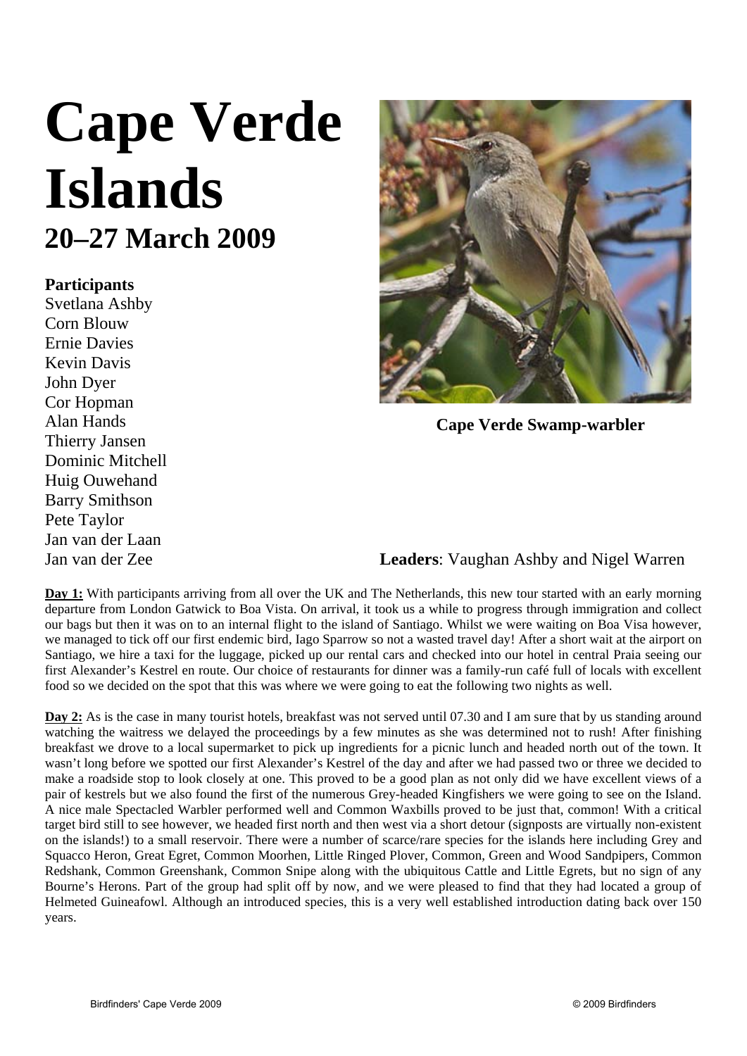# Cape Verde Islands

## 20–27 March 2009

**Participants**
Svetlana Ashby
Corn Blouw
Ernie Davies
Kevin Davis
John Dyer
Cor Hopman
Alan Hands
Thierry Jansen
Dominic Mitchell
Huig Ouwehand
Barry Smithson
Pete Taylor
Jan van der Laan
Jan van der Zee

**Cape Verde Swamp-warbler**

**Leaders**: Vaughan Ashby and Nigel Warren

**Day 1:** With participants arriving from all over the UK and The Netherlands, this new tour started with an early morning departure from London Gatwick to Boa Vista. On arrival, it took us a while to progress through immigration and collect our bags but then it was on to an internal flight to the island of Santiago. Whilst we were waiting on Boa Visa however, we managed to tick off our first endemic bird, Iago Sparrow so not a wasted travel day! After a short wait at the airport on Santiago, we hire a taxi for the luggage, picked up our rental cars and checked into our hotel in central Praia seeing our first Alexander's Kestrel en route. Our choice of restaurants for dinner was a family-run café full of locals with excellent food so we decided on the spot that this was where we were going to eat the following two nights as well.

**Day 2:** As is the case in many tourist hotels, breakfast was not served until 07.30 and I am sure that by us standing around watching the waitress we delayed the proceedings by a few minutes as she was determined not to rush! After finishing breakfast we drove to a local supermarket to pick up ingredients for a picnic lunch and headed north out of the town. It wasn't long before we spotted our first Alexander's Kestrel of the day and after we had passed two or three we decided to make a roadside stop to look closely at one. This proved to be a good plan as not only did we have excellent views of a pair of kestrels but we also found the first of the numerous Grey-headed Kingfishers we were going to see on the Island. A nice male Spectacled Warbler performed well and Common Waxbills proved to be just that, common! With a critical target bird still to see however, we headed first north and then west via a short detour (signposts are virtually non-existent on the islands!) to a small reservoir. There were a number of scarce/rare species for the islands here including Grey and Squacco Heron, Great Egret, Common Moorhen, Little Ringed Plover, Common, Green and Wood Sandpipers, Common Redshank, Common Greenshank, Common Snipe along with the ubiquitous Cattle and Little Egrets, but no sign of any Bourne's Herons. Part of the group had split off by now, and we were pleased to find that they had located a group of Helmeted Guineafowl. Although an introduced species, this is a very well established introduction dating back over 150 years.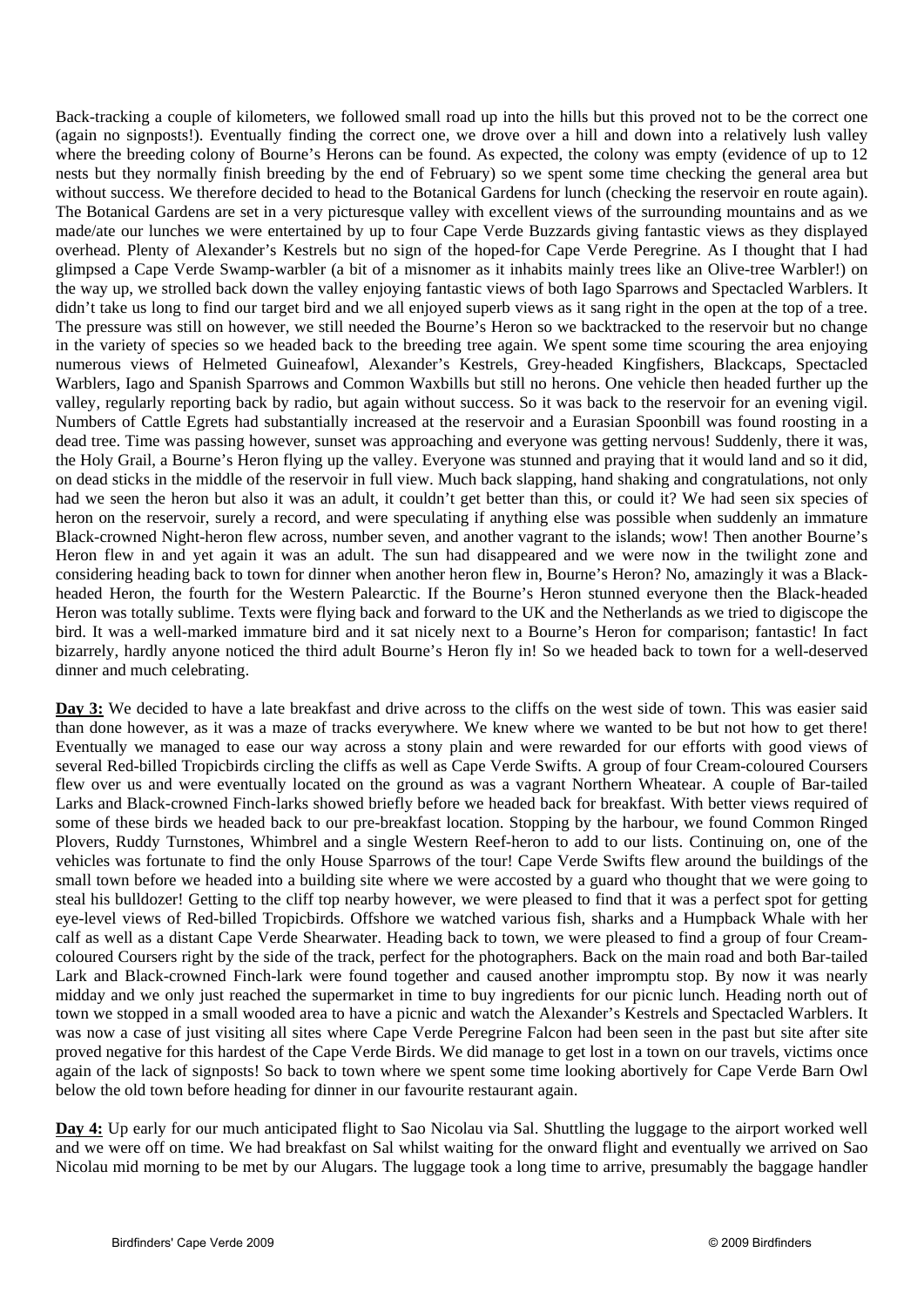Back-tracking a couple of kilometers, we followed small road up into the hills but this proved not to be the correct one (again no signposts!). Eventually finding the correct one, we drove over a hill and down into a relatively lush valley where the breeding colony of Bourne's Herons can be found. As expected, the colony was empty (evidence of up to 12 nests but they normally finish breeding by the end of February) so we spent some time checking the general area but without success. We therefore decided to head to the Botanical Gardens for lunch (checking the reservoir en route again). The Botanical Gardens are set in a very picturesque valley with excellent views of the surrounding mountains and as we made/ate our lunches we were entertained by up to four Cape Verde Buzzards giving fantastic views as they displayed overhead. Plenty of Alexander's Kestrels but no sign of the hoped-for Cape Verde Peregrine. As I thought that I had glimpsed a Cape Verde Swamp-warbler (a bit of a misnomer as it inhabits mainly trees like an Olive-tree Warbler!) on the way up, we strolled back down the valley enjoying fantastic views of both Iago Sparrows and Spectacled Warblers. It didn't take us long to find our target bird and we all enjoyed superb views as it sang right in the open at the top of a tree. The pressure was still on however, we still needed the Bourne's Heron so we backtracked to the reservoir but no change in the variety of species so we headed back to the breeding tree again. We spent some time scouring the area enjoying numerous views of Helmeted Guineafowl, Alexander's Kestrels, Grey-headed Kingfishers, Blackcaps, Spectacled Warblers, Iago and Spanish Sparrows and Common Waxbills but still no herons. One vehicle then headed further up the valley, regularly reporting back by radio, but again without success. So it was back to the reservoir for an evening vigil. Numbers of Cattle Egrets had substantially increased at the reservoir and a Eurasian Spoonbill was found roosting in a dead tree. Time was passing however, sunset was approaching and everyone was getting nervous! Suddenly, there it was, the Holy Grail, a Bourne's Heron flying up the valley. Everyone was stunned and praying that it would land and so it did, on dead sticks in the middle of the reservoir in full view. Much back slapping, hand shaking and congratulations, not only had we seen the heron but also it was an adult, it couldn't get better than this, or could it? We had seen six species of heron on the reservoir, surely a record, and were speculating if anything else was possible when suddenly an immature Black-crowned Night-heron flew across, number seven, and another vagrant to the islands; wow! Then another Bourne's Heron flew in and yet again it was an adult. The sun had disappeared and we were now in the twilight zone and considering heading back to town for dinner when another heron flew in, Bourne's Heron? No, amazingly it was a Black-headed Heron, the fourth for the Western Palearctic. If the Bourne's Heron stunned everyone then the Black-headed Heron was totally sublime. Texts were flying back and forward to the UK and the Netherlands as we tried to digiscope the bird. It was a well-marked immature bird and it sat nicely next to a Bourne's Heron for comparison; fantastic! In fact bizarrely, hardly anyone noticed the third adult Bourne's Heron fly in! So we headed back to town for a well-deserved dinner and much celebrating.

**Day 3:** We decided to have a late breakfast and drive across to the cliffs on the west side of town. This was easier said than done however, as it was a maze of tracks everywhere. We knew where we wanted to be but not how to get there! Eventually we managed to ease our way across a stony plain and were rewarded for our efforts with good views of several Red-billed Tropicbirds circling the cliffs as well as Cape Verde Swifts. A group of four Cream-coloured Coursers flew over us and were eventually located on the ground as was a vagrant Northern Wheatear. A couple of Bar-tailed Larks and Black-crowned Finch-larks showed briefly before we headed back for breakfast. With better views required of some of these birds we headed back to our pre-breakfast location. Stopping by the harbour, we found Common Ringed Plovers, Ruddy Turnstones, Whimbrel and a single Western Reef-heron to add to our lists. Continuing on, one of the vehicles was fortunate to find the only House Sparrows of the tour! Cape Verde Swifts flew around the buildings of the small town before we headed into a building site where we were accosted by a guard who thought that we were going to steal his bulldozer! Getting to the cliff top nearby however, we were pleased to find that it was a perfect spot for getting eye-level views of Red-billed Tropicbirds. Offshore we watched various fish, sharks and a Humpback Whale with her calf as well as a distant Cape Verde Shearwater. Heading back to town, we were pleased to find a group of four Cream-coloured Coursers right by the side of the track, perfect for the photographers. Back on the main road and both Bar-tailed Lark and Black-crowned Finch-lark were found together and caused another impromptu stop. By now it was nearly midday and we only just reached the supermarket in time to buy ingredients for our picnic lunch. Heading north out of town we stopped in a small wooded area to have a picnic and watch the Alexander's Kestrels and Spectacled Warblers. It was now a case of just visiting all sites where Cape Verde Peregrine Falcon had been seen in the past but site after site proved negative for this hardest of the Cape Verde Birds. We did manage to get lost in a town on our travels, victims once again of the lack of signposts! So back to town where we spent some time looking abortively for Cape Verde Barn Owl below the old town before heading for dinner in our favourite restaurant again.

**Day 4:** Up early for our much anticipated flight to Sao Nicolau via Sal. Shuttling the luggage to the airport worked well and we were off on time. We had breakfast on Sal whilst waiting for the onward flight and eventually we arrived on Sao Nicolau mid morning to be met by our Alugars. The luggage took a long time to arrive, presumably the baggage handler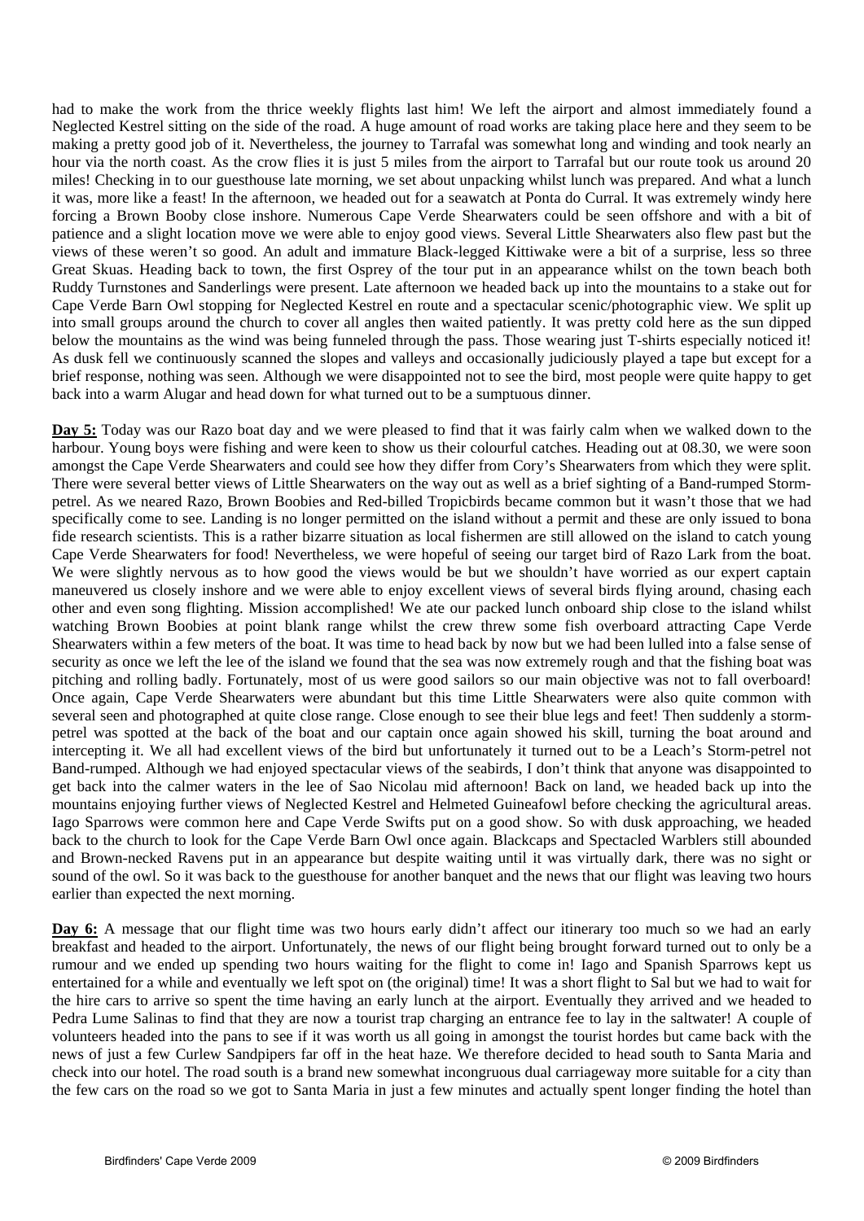had to make the work from the thrice weekly flights last him! We left the airport and almost immediately found a Neglected Kestrel sitting on the side of the road. A huge amount of road works are taking place here and they seem to be making a pretty good job of it. Nevertheless, the journey to Tarrafal was somewhat long and winding and took nearly an hour via the north coast. As the crow flies it is just 5 miles from the airport to Tarrafal but our route took us around 20 miles! Checking in to our guesthouse late morning, we set about unpacking whilst lunch was prepared. And what a lunch it was, more like a feast! In the afternoon, we headed out for a seawatch at Ponta do Curral. It was extremely windy here forcing a Brown Booby close inshore. Numerous Cape Verde Shearwaters could be seen offshore and with a bit of patience and a slight location move we were able to enjoy good views. Several Little Shearwaters also flew past but the views of these weren't so good. An adult and immature Black-legged Kittiwake were a bit of a surprise, less so three Great Skuas. Heading back to town, the first Osprey of the tour put in an appearance whilst on the town beach both Ruddy Turnstones and Sanderlings were present. Late afternoon we headed back up into the mountains to a stake out for Cape Verde Barn Owl stopping for Neglected Kestrel en route and a spectacular scenic/photographic view. We split up into small groups around the church to cover all angles then waited patiently. It was pretty cold here as the sun dipped below the mountains as the wind was being funneled through the pass. Those wearing just T-shirts especially noticed it! As dusk fell we continuously scanned the slopes and valleys and occasionally judiciously played a tape but except for a brief response, nothing was seen. Although we were disappointed not to see the bird, most people were quite happy to get back into a warm Alugar and head down for what turned out to be a sumptuous dinner.

**Day 5:** Today was our Razo boat day and we were pleased to find that it was fairly calm when we walked down to the harbour. Young boys were fishing and were keen to show us their colourful catches. Heading out at 08.30, we were soon amongst the Cape Verde Shearwaters and could see how they differ from Cory's Shearwaters from which they were split. There were several better views of Little Shearwaters on the way out as well as a brief sighting of a Band-rumped Storm-petrel. As we neared Razo, Brown Boobies and Red-billed Tropicbirds became common but it wasn't those that we had specifically come to see. Landing is no longer permitted on the island without a permit and these are only issued to bona fide research scientists. This is a rather bizarre situation as local fishermen are still allowed on the island to catch young Cape Verde Shearwaters for food! Nevertheless, we were hopeful of seeing our target bird of Razo Lark from the boat. We were slightly nervous as to how good the views would be but we shouldn't have worried as our expert captain maneuvered us closely inshore and we were able to enjoy excellent views of several birds flying around, chasing each other and even song flighting. Mission accomplished! We ate our packed lunch onboard ship close to the island whilst watching Brown Boobies at point blank range whilst the crew threw some fish overboard attracting Cape Verde Shearwaters within a few meters of the boat. It was time to head back by now but we had been lulled into a false sense of security as once we left the lee of the island we found that the sea was now extremely rough and that the fishing boat was pitching and rolling badly. Fortunately, most of us were good sailors so our main objective was not to fall overboard! Once again, Cape Verde Shearwaters were abundant but this time Little Shearwaters were also quite common with several seen and photographed at quite close range. Close enough to see their blue legs and feet! Then suddenly a storm-petrel was spotted at the back of the boat and our captain once again showed his skill, turning the boat around and intercepting it. We all had excellent views of the bird but unfortunately it turned out to be a Leach's Storm-petrel not Band-rumped. Although we had enjoyed spectacular views of the seabirds, I don't think that anyone was disappointed to get back into the calmer waters in the lee of Sao Nicolau mid afternoon! Back on land, we headed back up into the mountains enjoying further views of Neglected Kestrel and Helmeted Guineafowl before checking the agricultural areas. Iago Sparrows were common here and Cape Verde Swifts put on a good show. So with dusk approaching, we headed back to the church to look for the Cape Verde Barn Owl once again. Blackcaps and Spectacled Warblers still abounded and Brown-necked Ravens put in an appearance but despite waiting until it was virtually dark, there was no sight or sound of the owl. So it was back to the guesthouse for another banquet and the news that our flight was leaving two hours earlier than expected the next morning.

**Day 6:** A message that our flight time was two hours early didn't affect our itinerary too much so we had an early breakfast and headed to the airport. Unfortunately, the news of our flight being brought forward turned out to only be a rumour and we ended up spending two hours waiting for the flight to come in! Iago and Spanish Sparrows kept us entertained for a while and eventually we left spot on (the original) time! It was a short flight to Sal but we had to wait for the hire cars to arrive so spent the time having an early lunch at the airport. Eventually they arrived and we headed to Pedra Lume Salinas to find that they are now a tourist trap charging an entrance fee to lay in the saltwater! A couple of volunteers headed into the pans to see if it was worth us all going in amongst the tourist hordes but came back with the news of just a few Curlew Sandpipers far off in the heat haze. We therefore decided to head south to Santa Maria and check into our hotel. The road south is a brand new somewhat incongruous dual carriageway more suitable for a city than the few cars on the road so we got to Santa Maria in just a few minutes and actually spent longer finding the hotel than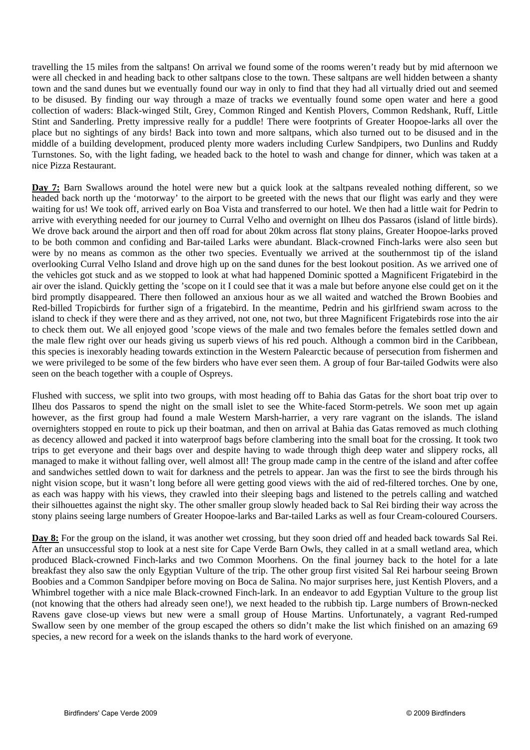travelling the 15 miles from the saltpans! On arrival we found some of the rooms weren't ready but by mid afternoon we were all checked in and heading back to other saltpans close to the town. These saltpans are well hidden between a shanty town and the sand dunes but we eventually found our way in only to find that they had all virtually dried out and seemed to be disused. By finding our way through a maze of tracks we eventually found some open water and here a good collection of waders: Black-winged Stilt, Grey, Common Ringed and Kentish Plovers, Common Redshank, Ruff, Little Stint and Sanderling. Pretty impressive really for a puddle! There were footprints of Greater Hoopoe-larks all over the place but no sightings of any birds! Back into town and more saltpans, which also turned out to be disused and in the middle of a building development, produced plenty more waders including Curlew Sandpipers, two Dunlins and Ruddy Turnstones. So, with the light fading, we headed back to the hotel to wash and change for dinner, which was taken at a nice Pizza Restaurant.

**Day 7:** Barn Swallows around the hotel were new but a quick look at the saltpans revealed nothing different, so we headed back north up the 'motorway' to the airport to be greeted with the news that our flight was early and they were waiting for us! We took off, arrived early on Boa Vista and transferred to our hotel. We then had a little wait for Pedrin to arrive with everything needed for our journey to Curral Velho and overnight on Ilheu dos Passaros (island of little birds). We drove back around the airport and then off road for about 20km across flat stony plains, Greater Hoopoe-larks proved to be both common and confiding and Bar-tailed Larks were abundant. Black-crowned Finch-larks were also seen but were by no means as common as the other two species. Eventually we arrived at the southernmost tip of the island overlooking Curral Velho Island and drove high up on the sand dunes for the best lookout position. As we arrived one of the vehicles got stuck and as we stopped to look at what had happened Dominic spotted a Magnificent Frigatebird in the air over the island. Quickly getting the 'scope on it I could see that it was a male but before anyone else could get on it the bird promptly disappeared. There then followed an anxious hour as we all waited and watched the Brown Boobies and Red-billed Tropicbirds for further sign of a frigatebird. In the meantime, Pedrin and his girlfriend swam across to the island to check if they were there and as they arrived, not one, not two, but three Magnificent Frigatebirds rose into the air to check them out. We all enjoyed good 'scope views of the male and two females before the females settled down and the male flew right over our heads giving us superb views of his red pouch. Although a common bird in the Caribbean, this species is inexorably heading towards extinction in the Western Palearctic because of persecution from fishermen and we were privileged to be some of the few birders who have ever seen them. A group of four Bar-tailed Godwits were also seen on the beach together with a couple of Ospreys.

Flushed with success, we split into two groups, with most heading off to Bahia das Gatas for the short boat trip over to Ilheu dos Passaros to spend the night on the small islet to see the White-faced Storm-petrels. We soon met up again however, as the first group had found a male Western Marsh-harrier, a very rare vagrant on the islands. The island overnighters stopped en route to pick up their boatman, and then on arrival at Bahia das Gatas removed as much clothing as decency allowed and packed it into waterproof bags before clambering into the small boat for the crossing. It took two trips to get everyone and their bags over and despite having to wade through thigh deep water and slippery rocks, all managed to make it without falling over, well almost all! The group made camp in the centre of the island and after coffee and sandwiches settled down to wait for darkness and the petrels to appear. Jan was the first to see the birds through his night vision scope, but it wasn't long before all were getting good views with the aid of red-filtered torches. One by one, as each was happy with his views, they crawled into their sleeping bags and listened to the petrels calling and watched their silhouettes against the night sky. The other smaller group slowly headed back to Sal Rei birding their way across the stony plains seeing large numbers of Greater Hoopoe-larks and Bar-tailed Larks as well as four Cream-coloured Coursers.

**Day 8:** For the group on the island, it was another wet crossing, but they soon dried off and headed back towards Sal Rei. After an unsuccessful stop to look at a nest site for Cape Verde Barn Owls, they called in at a small wetland area, which produced Black-crowned Finch-larks and two Common Moorhens. On the final journey back to the hotel for a late breakfast they also saw the only Egyptian Vulture of the trip. The other group first visited Sal Rei harbour seeing Brown Boobies and a Common Sandpiper before moving on Boca de Salina. No major surprises here, just Kentish Plovers, and a Whimbrel together with a nice male Black-crowned Finch-lark. In an endeavor to add Egyptian Vulture to the group list (not knowing that the others had already seen one!), we next headed to the rubbish tip. Large numbers of Brown-necked Ravens gave close-up views but new were a small group of House Martins. Unfortunately, a vagrant Red-rumped Swallow seen by one member of the group escaped the others so didn't make the list which finished on an amazing 69 species, a new record for a week on the islands thanks to the hard work of everyone.